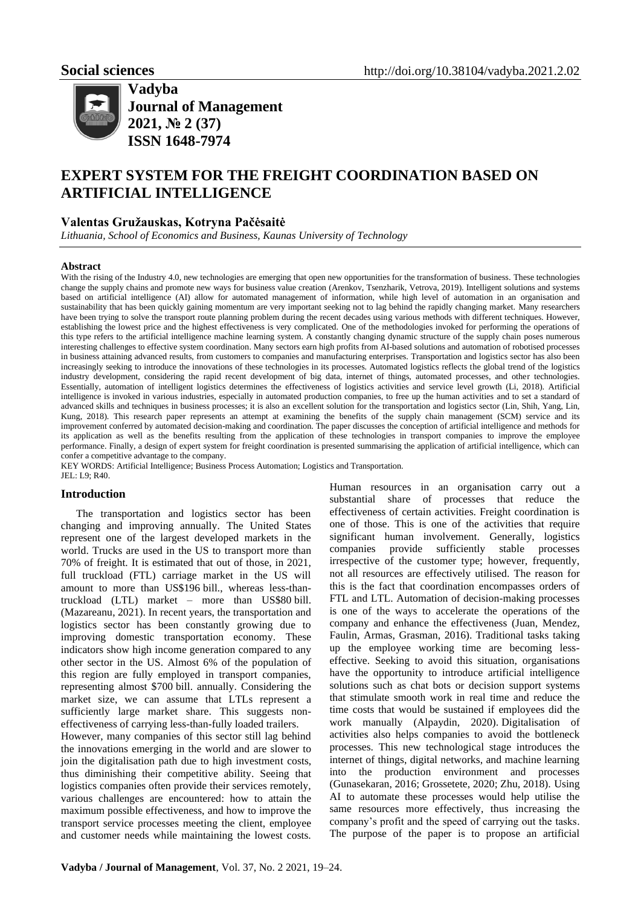**Social sciences** http://doi.org/10.38104/vadyba.2021.2.02

**Vadyba**
**Journal of Management**
**2021, № 2 (37)**
**ISSN 1648-7974**

# EXPERT SYSTEM FOR THE FREIGHT COORDINATION BASED ON ARTIFICIAL INTELLIGENCE

**Valentas Gružauskas, Kotryna Pačėsaitė**

*Lithuania, School of Economics and Business, Kaunas University of Technology*

### Abstract

With the rising of the Industry 4.0, new technologies are emerging that open new opportunities for the transformation of business. These technologies change the supply chains and promote new ways for business value creation (Arenkov, Tsenzharik, Vetrova, 2019). Intelligent solutions and systems based on artificial intelligence (AI) allow for automated management of information, while high level of automation in an organisation and sustainability that has been quickly gaining momentum are very important seeking not to lag behind the rapidly changing market. Many researchers have been trying to solve the transport route planning problem during the recent decades using various methods with different techniques. However, establishing the lowest price and the highest effectiveness is very complicated. One of the methodologies invoked for performing the operations of this type refers to the artificial intelligence machine learning system. A constantly changing dynamic structure of the supply chain poses numerous interesting challenges to effective system coordination. Many sectors earn high profits from AI-based solutions and automation of robotised processes in business attaining advanced results, from customers to companies and manufacturing enterprises. Transportation and logistics sector has also been increasingly seeking to introduce the innovations of these technologies in its processes. Automated logistics reflects the global trend of the logistics industry development, considering the rapid recent development of big data, internet of things, automated processes, and other technologies. Essentially, automation of intelligent logistics determines the effectiveness of logistics activities and service level growth (Li, 2018). Artificial intelligence is invoked in various industries, especially in automated production companies, to free up the human activities and to set a standard of advanced skills and techniques in business processes; it is also an excellent solution for the transportation and logistics sector (Lin, Shih, Yang, Lin, Kung, 2018). This research paper represents an attempt at examining the benefits of the supply chain management (SCM) service and its improvement conferred by automated decision-making and coordination. The paper discusses the conception of artificial intelligence and methods for its application as well as the benefits resulting from the application of these technologies in transport companies to improve the employee performance. Finally, a design of expert system for freight coordination is presented summarising the application of artificial intelligence, which can confer a competitive advantage to the company.

KEY WORDS: Artificial Intelligence; Business Process Automation; Logistics and Transportation.

JEL: L9; R40.

## Introduction

The transportation and logistics sector has been changing and improving annually. The United States represent one of the largest developed markets in the world. Trucks are used in the US to transport more than 70% of freight. It is estimated that out of those, in 2021, full truckload (FTL) carriage market in the US will amount to more than US$196 bill., whereas less-than-truckload (LTL) market – more than US$80 bill. (Mazareanu, 2021). In recent years, the transportation and logistics sector has been constantly growing due to improving domestic transportation economy. These indicators show high income generation compared to any other sector in the US. Almost 6% of the population of this region are fully employed in transport companies, representing almost $700 bill. annually. Considering the market size, we can assume that LTLs represent a sufficiently large market share. This suggests non-effectiveness of carrying less-than-fully loaded trailers.

However, many companies of this sector still lag behind the innovations emerging in the world and are slower to join the digitalisation path due to high investment costs, thus diminishing their competitive ability. Seeing that logistics companies often provide their services remotely, various challenges are encountered: how to attain the maximum possible effectiveness, and how to improve the transport service processes meeting the client, employee and customer needs while maintaining the lowest costs. Human resources in an organisation carry out a substantial share of processes that reduce the effectiveness of certain activities. Freight coordination is one of those. This is one of the activities that require significant human involvement. Generally, logistics companies provide sufficiently stable processes irrespective of the customer type; however, frequently, not all resources are effectively utilised. The reason for this is the fact that coordination encompasses orders of FTL and LTL. Automation of decision-making processes is one of the ways to accelerate the operations of the company and enhance the effectiveness (Juan, Mendez, Faulin, Armas, Grasman, 2016). Traditional tasks taking up the employee working time are becoming less-effective. Seeking to avoid this situation, organisations have the opportunity to introduce artificial intelligence solutions such as chat bots or decision support systems that stimulate smooth work in real time and reduce the time costs that would be sustained if employees did the work manually (Alpaydin, 2020). Digitalisation of activities also helps companies to avoid the bottleneck processes. This new technological stage introduces the internet of things, digital networks, and machine learning into the production environment and processes (Gunasekaran, 2016; Grossetete, 2020; Zhu, 2018). Using AI to automate these processes would help utilise the same resources more effectively, thus increasing the company's profit and the speed of carrying out the tasks. The purpose of the paper is to propose an artificial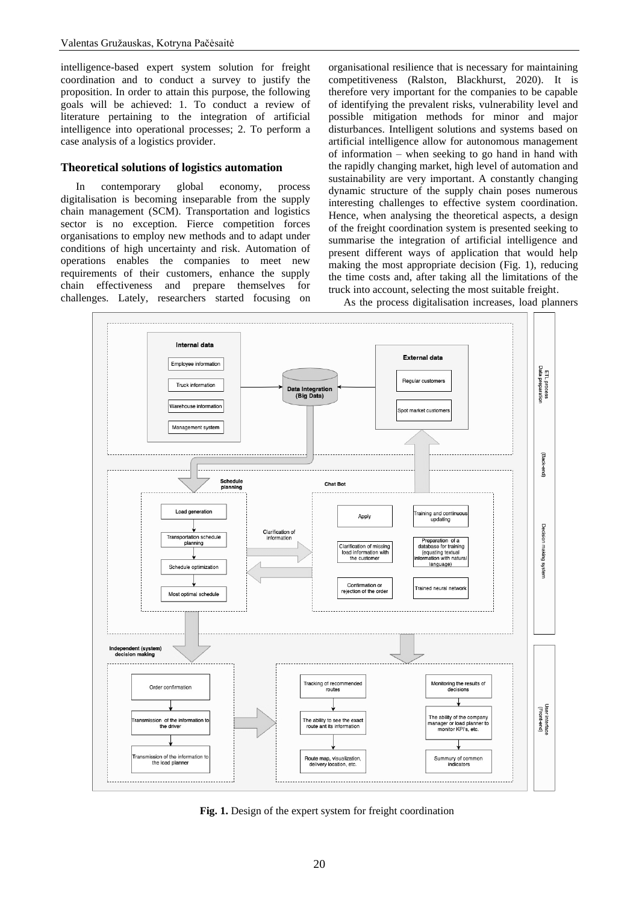intelligence-based expert system solution for freight coordination and to conduct a survey to justify the proposition. In order to attain this purpose, the following goals will be achieved: 1. To conduct a review of literature pertaining to the integration of artificial intelligence into operational processes; 2. To perform a case analysis of a logistics provider.

## Theoretical solutions of logistics automation

In contemporary global economy, process digitalisation is becoming inseparable from the supply chain management (SCM). Transportation and logistics sector is no exception. Fierce competition forces organisations to employ new methods and to adapt under conditions of high uncertainty and risk. Automation of operations enables the companies to meet new requirements of their customers, enhance the supply chain effectiveness and prepare themselves for challenges. Lately, researchers started focusing on organisational resilience that is necessary for maintaining competitiveness (Ralston, Blackhurst, 2020). It is therefore very important for the companies to be capable of identifying the prevalent risks, vulnerability level and possible mitigation methods for minor and major disturbances. Intelligent solutions and systems based on artificial intelligence allow for autonomous management of information – when seeking to go hand in hand with the rapidly changing market, high level of automation and sustainability are very important. A constantly changing dynamic structure of the supply chain poses numerous interesting challenges to effective system coordination. Hence, when analysing the theoretical aspects, a design of the freight coordination system is presented seeking to summarise the integration of artificial intelligence and present different ways of application that would help making the most appropriate decision (Fig. 1), reducing the time costs and, after taking all the limitations of the truck into account, selecting the most suitable freight.

As the process digitalisation increases, load planners

**Fig. 1.** Design of the expert system for freight coordination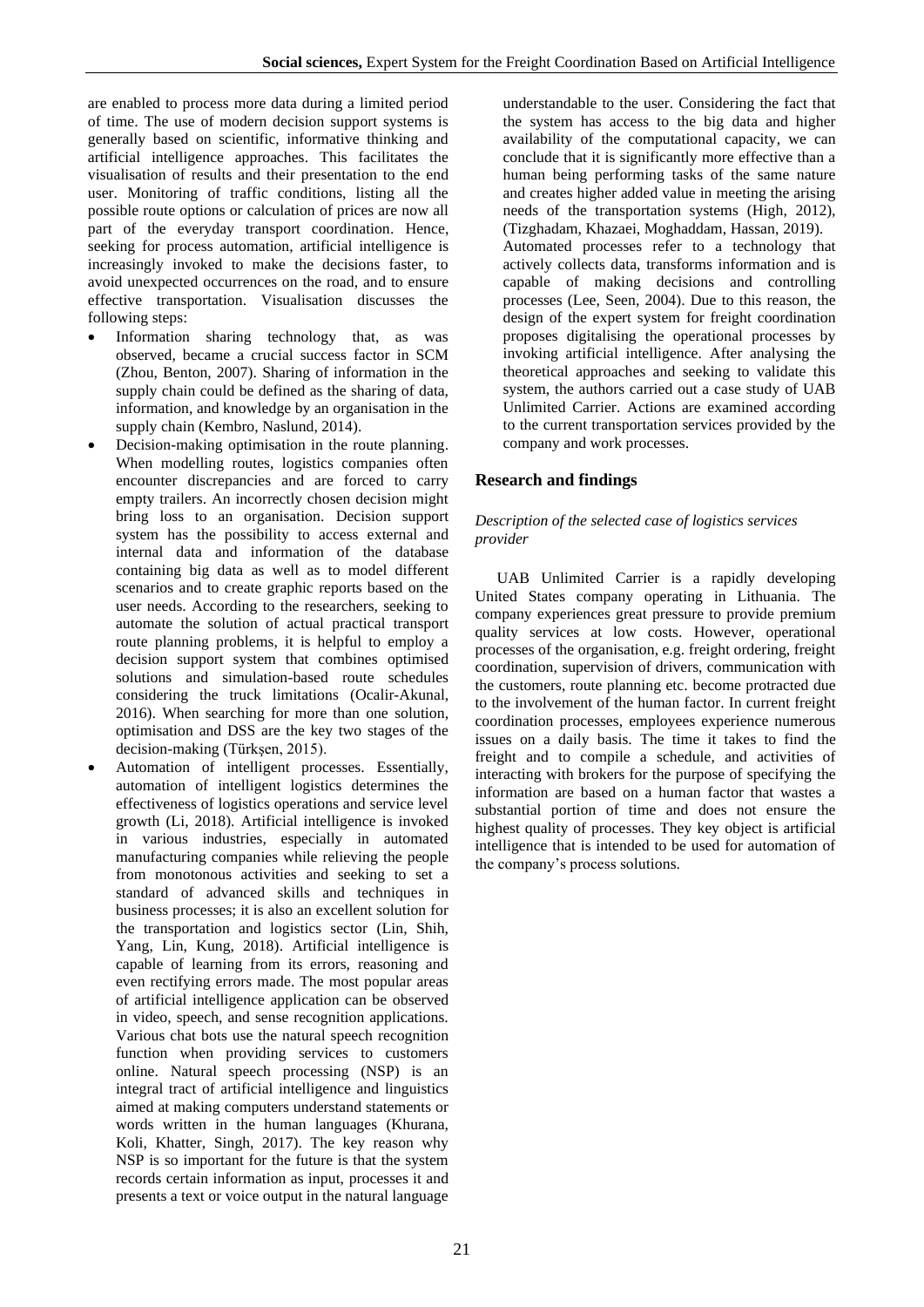are enabled to process more data during a limited period of time. The use of modern decision support systems is generally based on scientific, informative thinking and artificial intelligence approaches. This facilitates the visualisation of results and their presentation to the end user. Monitoring of traffic conditions, listing all the possible route options or calculation of prices are now all part of the everyday transport coordination. Hence, seeking for process automation, artificial intelligence is increasingly invoked to make the decisions faster, to avoid unexpected occurrences on the road, and to ensure effective transportation. Visualisation discusses the following steps:

- Information sharing technology that, as was observed, became a crucial success factor in SCM (Zhou, Benton, 2007). Sharing of information in the supply chain could be defined as the sharing of data, information, and knowledge by an organisation in the supply chain (Kembro, Naslund, 2014).
- Decision-making optimisation in the route planning. When modelling routes, logistics companies often encounter discrepancies and are forced to carry empty trailers. An incorrectly chosen decision might bring loss to an organisation. Decision support system has the possibility to access external and internal data and information of the database containing big data as well as to model different scenarios and to create graphic reports based on the user needs. According to the researchers, seeking to automate the solution of actual practical transport route planning problems, it is helpful to employ a decision support system that combines optimised solutions and simulation-based route schedules considering the truck limitations (Ocalir-Akunal, 2016). When searching for more than one solution, optimisation and DSS are the key two stages of the decision-making (Türkşen, 2015).
- Automation of intelligent processes. Essentially, automation of intelligent logistics determines the effectiveness of logistics operations and service level growth (Li, 2018). Artificial intelligence is invoked in various industries, especially in automated manufacturing companies while relieving the people from monotonous activities and seeking to set a standard of advanced skills and techniques in business processes; it is also an excellent solution for the transportation and logistics sector (Lin, Shih, Yang, Lin, Kung, 2018). Artificial intelligence is capable of learning from its errors, reasoning and even rectifying errors made. The most popular areas of artificial intelligence application can be observed in video, speech, and sense recognition applications. Various chat bots use the natural speech recognition function when providing services to customers online. Natural speech processing (NSP) is an integral tract of artificial intelligence and linguistics aimed at making computers understand statements or words written in the human languages (Khurana, Koli, Khatter, Singh, 2017). The key reason why NSP is so important for the future is that the system records certain information as input, processes it and presents a text or voice output in the natural language understandable to the user. Considering the fact that the system has access to the big data and higher availability of the computational capacity, we can conclude that it is significantly more effective than a human being performing tasks of the same nature and creates higher added value in meeting the arising needs of the transportation systems (High, 2012), (Tizghadam, Khazaei, Moghaddam, Hassan, 2019).

  Automated processes refer to a technology that actively collects data, transforms information and is capable of making decisions and controlling processes (Lee, Seen, 2004). Due to this reason, the design of the expert system for freight coordination proposes digitalising the operational processes by invoking artificial intelligence. After analysing the theoretical approaches and seeking to validate this system, the authors carried out a case study of UAB Unlimited Carrier. Actions are examined according to the current transportation services provided by the company and work processes.

## Research and findings

*Description of the selected case of logistics services provider*

UAB Unlimited Carrier is a rapidly developing United States company operating in Lithuania. The company experiences great pressure to provide premium quality services at low costs. However, operational processes of the organisation, e.g. freight ordering, freight coordination, supervision of drivers, communication with the customers, route planning etc. become protracted due to the involvement of the human factor. In current freight coordination processes, employees experience numerous issues on a daily basis. The time it takes to find the freight and to compile a schedule, and activities of interacting with brokers for the purpose of specifying the information are based on a human factor that wastes a substantial portion of time and does not ensure the highest quality of processes. They key object is artificial intelligence that is intended to be used for automation of the company's process solutions.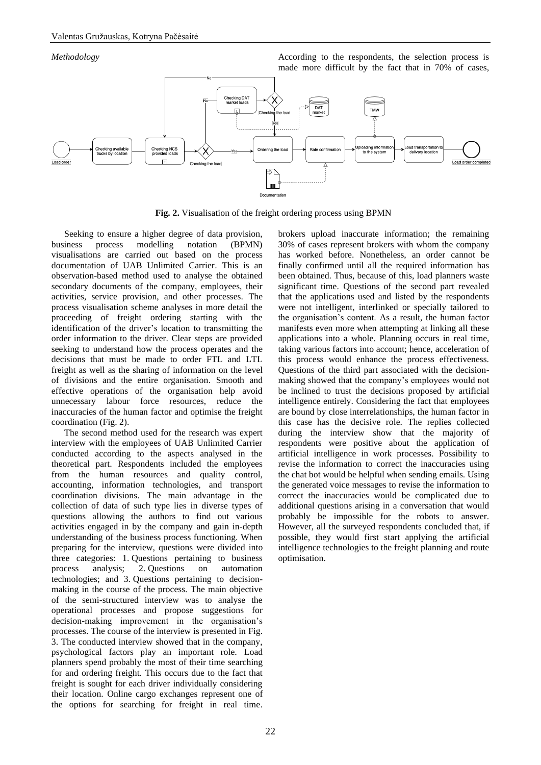*Methodology*

**Fig. 2.** Visualisation of the freight ordering process using BPMN

Seeking to ensure a higher degree of data provision, business process modelling notation (BPMN) visualisations are carried out based on the process documentation of UAB Unlimited Carrier. This is an observation-based method used to analyse the obtained secondary documents of the company, employees, their activities, service provision, and other processes. The process visualisation scheme analyses in more detail the proceeding of freight ordering starting with the identification of the driver's location to transmitting the order information to the driver. Clear steps are provided seeking to understand how the process operates and the decisions that must be made to order FTL and LTL freight as well as the sharing of information on the level of divisions and the entire organisation. Smooth and effective operations of the organisation help avoid unnecessary labour force resources, reduce the inaccuracies of the human factor and optimise the freight coordination (Fig. 2).

The second method used for the research was expert interview with the employees of UAB Unlimited Carrier conducted according to the aspects analysed in the theoretical part. Respondents included the employees from the human resources and quality control, accounting, information technologies, and transport coordination divisions. The main advantage in the collection of data of such type lies in diverse types of questions allowing the authors to find out various activities engaged in by the company and gain in-depth understanding of the business process functioning. When preparing for the interview, questions were divided into three categories: 1. Questions pertaining to business process analysis; 2. Questions on automation technologies; and 3. Questions pertaining to decision-making in the course of the process. The main objective of the semi-structured interview was to analyse the operational processes and propose suggestions for decision-making improvement in the organisation's processes. The course of the interview is presented in Fig. 3. The conducted interview showed that in the company, psychological factors play an important role. Load planners spend probably the most of their time searching for and ordering freight. This occurs due to the fact that freight is sought for each driver individually considering their location. Online cargo exchanges represent one of the options for searching for freight in real time. According to the respondents, the selection process is made more difficult by the fact that in 70% of cases, brokers upload inaccurate information; the remaining 30% of cases represent brokers with whom the company has worked before. Nonetheless, an order cannot be finally confirmed until all the required information has been obtained. Thus, because of this, load planners waste significant time. Questions of the second part revealed that the applications used and listed by the respondents were not intelligent, interlinked or specially tailored to the organisation's content. As a result, the human factor manifests even more when attempting at linking all these applications into a whole. Planning occurs in real time, taking various factors into account; hence, acceleration of this process would enhance the process effectiveness. Questions of the third part associated with the decision-making showed that the company's employees would not be inclined to trust the decisions proposed by artificial intelligence entirely. Considering the fact that employees are bound by close interrelationships, the human factor in this case has the decisive role. The replies collected during the interview show that the majority of respondents were positive about the application of artificial intelligence in work processes. Possibility to revise the information to correct the inaccuracies using the chat bot would be helpful when sending emails. Using the generated voice messages to revise the information to correct the inaccuracies would be complicated due to additional questions arising in a conversation that would probably be impossible for the robots to answer. However, all the surveyed respondents concluded that, if possible, they would first start applying the artificial intelligence technologies to the freight planning and route optimisation.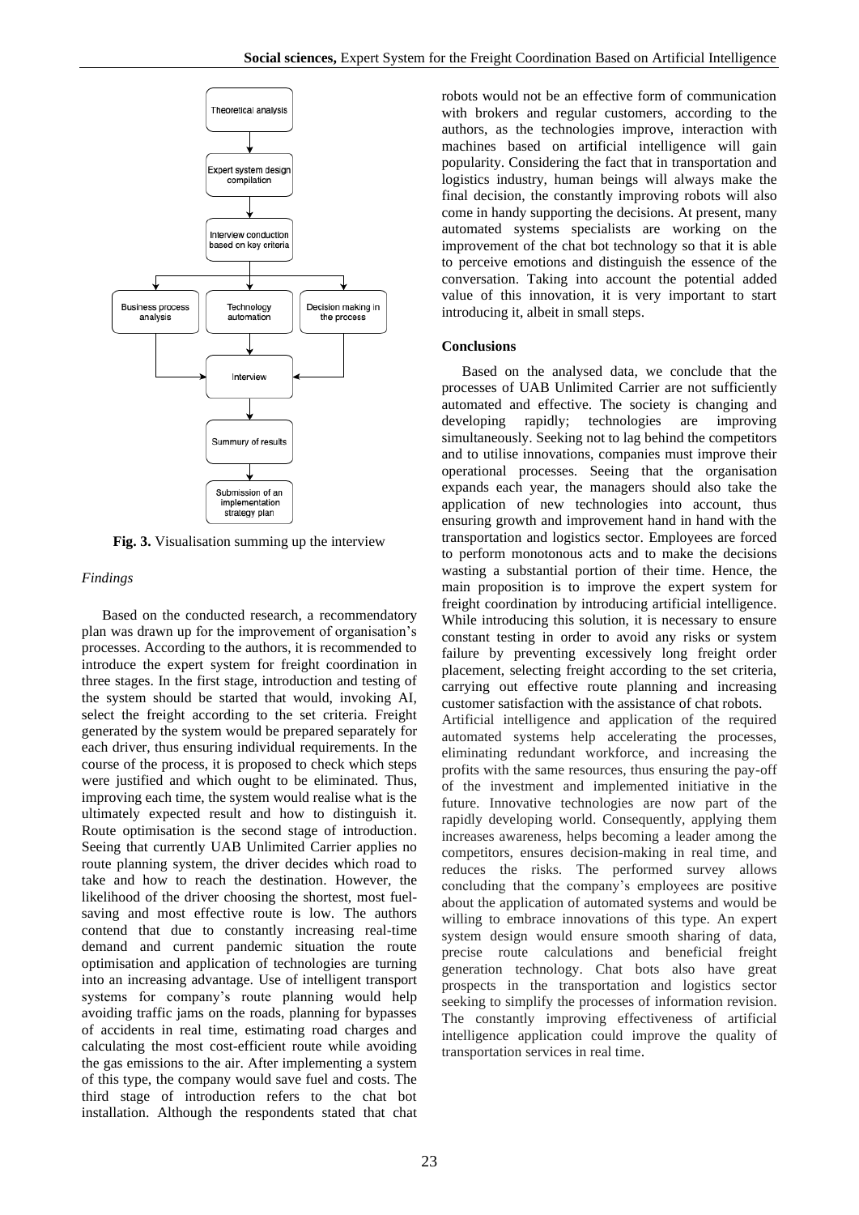**Fig. 3.** Visualisation summing up the interview

*Findings*

Based on the conducted research, a recommendatory plan was drawn up for the improvement of organisation's processes. According to the authors, it is recommended to introduce the expert system for freight coordination in three stages. In the first stage, introduction and testing of the system should be started that would, invoking AI, select the freight according to the set criteria. Freight generated by the system would be prepared separately for each driver, thus ensuring individual requirements. In the course of the process, it is proposed to check which steps were justified and which ought to be eliminated. Thus, improving each time, the system would realise what is the ultimately expected result and how to distinguish it. Route optimisation is the second stage of introduction. Seeing that currently UAB Unlimited Carrier applies no route planning system, the driver decides which road to take and how to reach the destination. However, the likelihood of the driver choosing the shortest, most fuel-saving and most effective route is low. The authors contend that due to constantly increasing real-time demand and current pandemic situation the route optimisation and application of technologies are turning into an increasing advantage. Use of intelligent transport systems for company's route planning would help avoiding traffic jams on the roads, planning for bypasses of accidents in real time, estimating road charges and calculating the most cost-efficient route while avoiding the gas emissions to the air. After implementing a system of this type, the company would save fuel and costs. The third stage of introduction refers to the chat bot installation. Although the respondents stated that chat robots would not be an effective form of communication with brokers and regular customers, according to the authors, as the technologies improve, interaction with machines based on artificial intelligence will gain popularity. Considering the fact that in transportation and logistics industry, human beings will always make the final decision, the constantly improving robots will also come in handy supporting the decisions. At present, many automated systems specialists are working on the improvement of the chat bot technology so that it is able to perceive emotions and distinguish the essence of the conversation. Taking into account the potential added value of this innovation, it is very important to start introducing it, albeit in small steps.

**Conclusions**

Based on the analysed data, we conclude that the processes of UAB Unlimited Carrier are not sufficiently automated and effective. The society is changing and developing rapidly; technologies are improving simultaneously. Seeking not to lag behind the competitors and to utilise innovations, companies must improve their operational processes. Seeing that the organisation expands each year, the managers should also take the application of new technologies into account, thus ensuring growth and improvement hand in hand with the transportation and logistics sector. Employees are forced to perform monotonous acts and to make the decisions wasting a substantial portion of their time. Hence, the main proposition is to improve the expert system for freight coordination by introducing artificial intelligence. While introducing this solution, it is necessary to ensure constant testing in order to avoid any risks or system failure by preventing excessively long freight order placement, selecting freight according to the set criteria, carrying out effective route planning and increasing customer satisfaction with the assistance of chat robots.

Artificial intelligence and application of the required automated systems help accelerating the processes, eliminating redundant workforce, and increasing the profits with the same resources, thus ensuring the pay-off of the investment and implemented initiative in the future. Innovative technologies are now part of the rapidly developing world. Consequently, applying them increases awareness, helps becoming a leader among the competitors, ensures decision-making in real time, and reduces the risks. The performed survey allows concluding that the company's employees are positive about the application of automated systems and would be willing to embrace innovations of this type. An expert system design would ensure smooth sharing of data, precise route calculations and beneficial freight generation technology. Chat bots also have great prospects in the transportation and logistics sector seeking to simplify the processes of information revision. The constantly improving effectiveness of artificial intelligence application could improve the quality of transportation services in real time.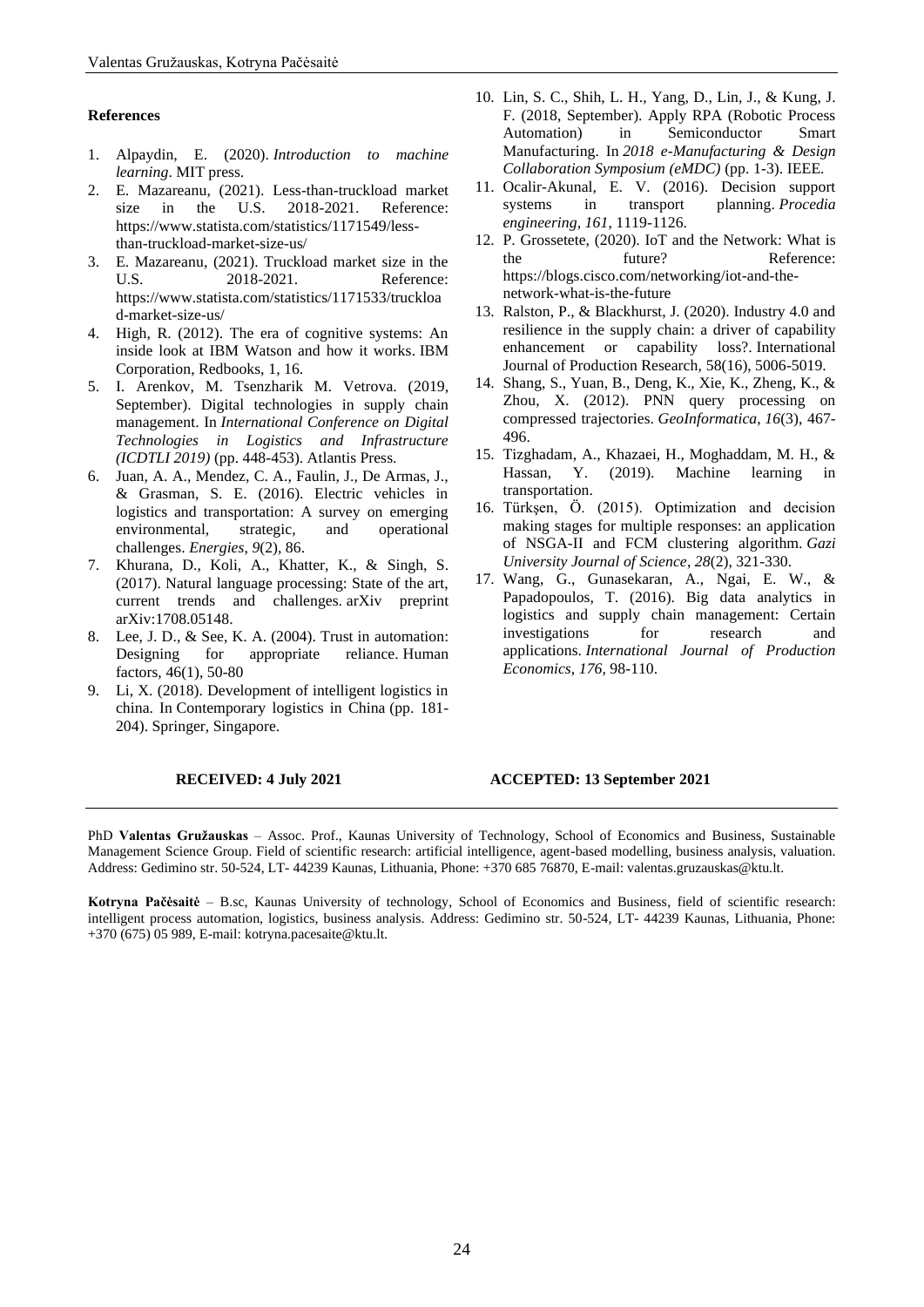**References**

1. Alpaydin, E. (2020). *Introduction to machine learning*. MIT press.
2. E. Mazareanu, (2021). Less-than-truckload market size in the U.S. 2018-2021. Reference: https://www.statista.com/statistics/1171549/less-than-truckload-market-size-us/
3. E. Mazareanu, (2021). Truckload market size in the U.S. 2018-2021. Reference: https://www.statista.com/statistics/1171533/truckload-market-size-us/
4. High, R. (2012). The era of cognitive systems: An inside look at IBM Watson and how it works. IBM Corporation, Redbooks, 1, 16.
5. I. Arenkov, M. Tsenzharik M. Vetrova. (2019, September). Digital technologies in supply chain management. In *International Conference on Digital Technologies in Logistics and Infrastructure (ICDTLI 2019)* (pp. 448-453). Atlantis Press.
6. Juan, A. A., Mendez, C. A., Faulin, J., De Armas, J., & Grasman, S. E. (2016). Electric vehicles in logistics and transportation: A survey on emerging environmental, strategic, and operational challenges. *Energies*, *9*(2), 86.
7. Khurana, D., Koli, A., Khatter, K., & Singh, S. (2017). Natural language processing: State of the art, current trends and challenges. arXiv preprint arXiv:1708.05148.
8. Lee, J. D., & See, K. A. (2004). Trust in automation: Designing for appropriate reliance. Human factors, 46(1), 50-80
9. Li, X. (2018). Development of intelligent logistics in china. In Contemporary logistics in China (pp. 181-204). Springer, Singapore.
10. Lin, S. C., Shih, L. H., Yang, D., Lin, J., & Kung, J. F. (2018, September). Apply RPA (Robotic Process Automation) in Semiconductor Smart Manufacturing. In *2018 e-Manufacturing & Design Collaboration Symposium (eMDC)* (pp. 1-3). IEEE.
11. Ocalir-Akunal, E. V. (2016). Decision support systems in transport planning. *Procedia engineering*, *161*, 1119-1126.
12. P. Grossetete, (2020). IoT and the Network: What is the future? Reference: https://blogs.cisco.com/networking/iot-and-the-network-what-is-the-future
13. Ralston, P., & Blackhurst, J. (2020). Industry 4.0 and resilience in the supply chain: a driver of capability enhancement or capability loss?. International Journal of Production Research, 58(16), 5006-5019.
14. Shang, S., Yuan, B., Deng, K., Xie, K., Zheng, K., & Zhou, X. (2012). PNN query processing on compressed trajectories. *GeoInformatica*, *16*(3), 467-496.
15. Tizghadam, A., Khazaei, H., Moghaddam, M. H., & Hassan, Y. (2019). Machine learning in transportation.
16. Türkşen, Ö. (2015). Optimization and decision making stages for multiple responses: an application of NSGA-II and FCM clustering algorithm. *Gazi University Journal of Science*, *28*(2), 321-330.
17. Wang, G., Gunasekaran, A., Ngai, E. W., & Papadopoulos, T. (2016). Big data analytics in logistics and supply chain management: Certain investigations for research and applications. *International Journal of Production Economics*, *176*, 98-110.

**RECEIVED: 4 July 2021** **ACCEPTED: 13 September 2021**

PhD **Valentas Gružauskas** – Assoc. Prof., Kaunas University of Technology, School of Economics and Business, Sustainable Management Science Group. Field of scientific research: artificial intelligence, agent-based modelling, business analysis, valuation. Address: Gedimino str. 50-524, LT- 44239 Kaunas, Lithuania, Phone: +370 685 76870, E-mail: valentas.gruzauskas@ktu.lt.

**Kotryna Pačėsaitė** – B.sc, Kaunas University of technology, School of Economics and Business, field of scientific research: intelligent process automation, logistics, business analysis. Address: Gedimino str. 50-524, LT- 44239 Kaunas, Lithuania, Phone: +370 (675) 05 989, E-mail: kotryna.pacesaite@ktu.lt.